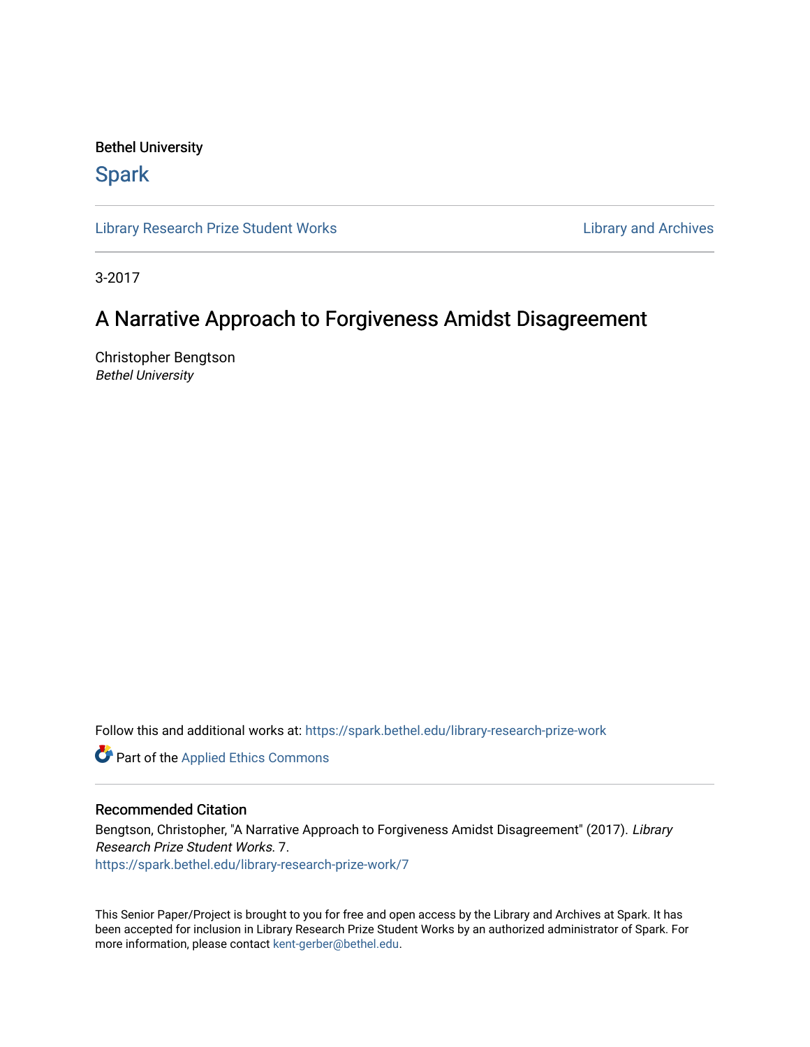Bethel University

## Spark

Library Research Prize Student Works | Library and Archives

3-2017

# A Narrative Approach to Forgiveness Amidst Disagreement

Christopher Bengtson
*Bethel University*

Follow this and additional works at: https://spark.bethel.edu/library-research-prize-work

Part of the Applied Ethics Commons

### Recommended Citation

Bengtson, Christopher, "A Narrative Approach to Forgiveness Amidst Disagreement" (2017). *Library Research Prize Student Works*. 7.
https://spark.bethel.edu/library-research-prize-work/7

This Senior Paper/Project is brought to you for free and open access by the Library and Archives at Spark. It has been accepted for inclusion in Library Research Prize Student Works by an authorized administrator of Spark. For more information, please contact kent-gerber@bethel.edu.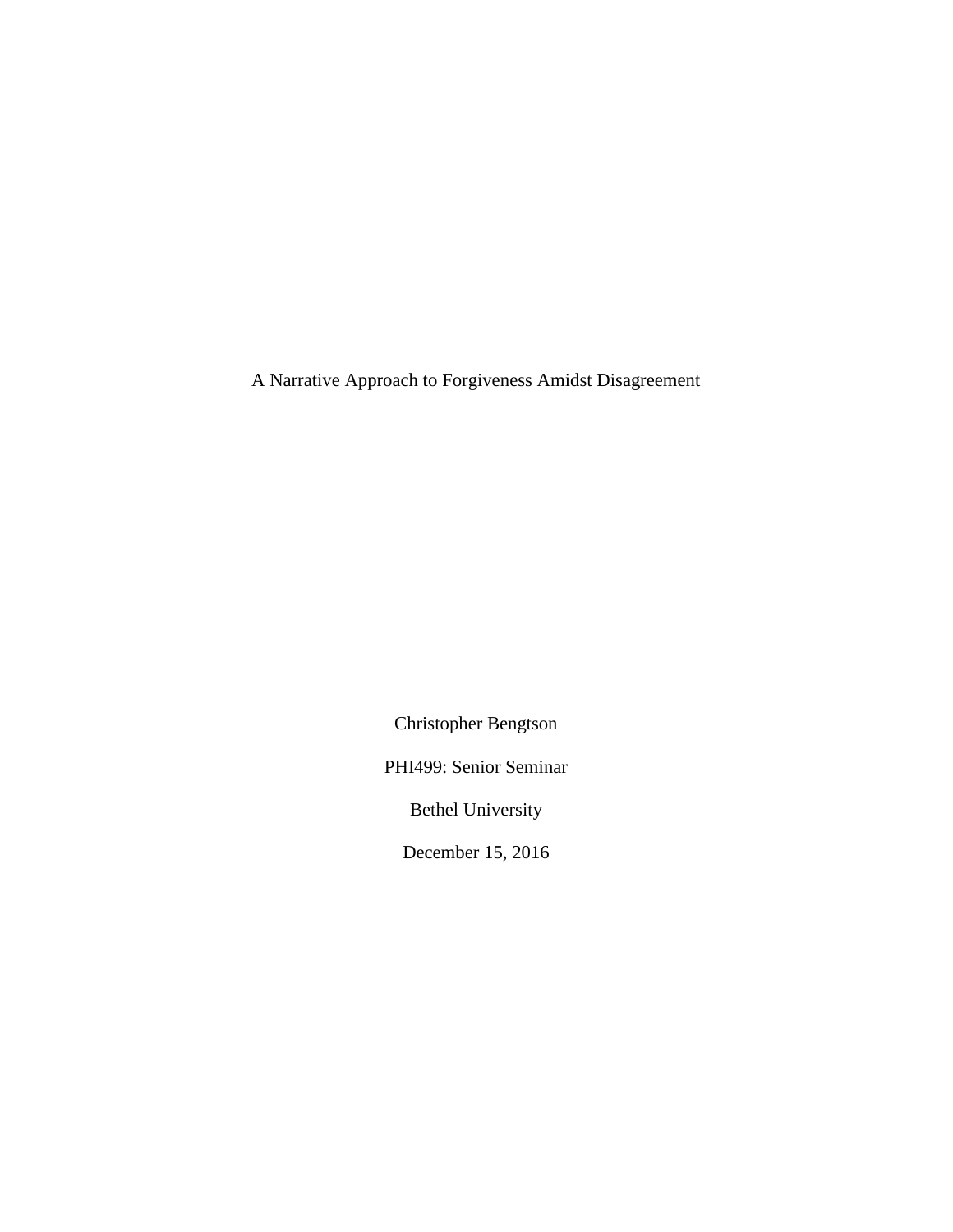# A Narrative Approach to Forgiveness Amidst Disagreement

Christopher Bengtson

PHI499: Senior Seminar

Bethel University

December 15, 2016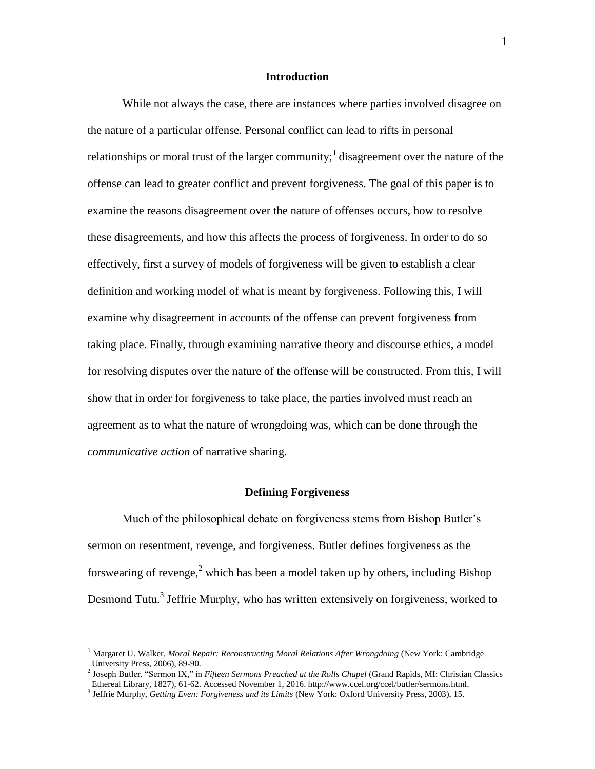## Introduction

While not always the case, there are instances where parties involved disagree on the nature of a particular offense. Personal conflict can lead to rifts in personal relationships or moral trust of the larger community;[1] disagreement over the nature of the offense can lead to greater conflict and prevent forgiveness. The goal of this paper is to examine the reasons disagreement over the nature of offenses occurs, how to resolve these disagreements, and how this affects the process of forgiveness. In order to do so effectively, first a survey of models of forgiveness will be given to establish a clear definition and working model of what is meant by forgiveness. Following this, I will examine why disagreement in accounts of the offense can prevent forgiveness from taking place. Finally, through examining narrative theory and discourse ethics, a model for resolving disputes over the nature of the offense will be constructed. From this, I will show that in order for forgiveness to take place, the parties involved must reach an agreement as to what the nature of wrongdoing was, which can be done through the *communicative action* of narrative sharing.

## Defining Forgiveness

Much of the philosophical debate on forgiveness stems from Bishop Butler's sermon on resentment, revenge, and forgiveness. Butler defines forgiveness as the forswearing of revenge,[2] which has been a model taken up by others, including Bishop Desmond Tutu.[3] Jeffrie Murphy, who has written extensively on forgiveness, worked to

---

[1] Margaret U. Walker, *Moral Repair: Reconstructing Moral Relations After Wrongdoing* (New York: Cambridge University Press, 2006), 89-90.

[2] Joseph Butler, "Sermon IX," in *Fifteen Sermons Preached at the Rolls Chapel* (Grand Rapids, MI: Christian Classics Ethereal Library, 1827), 61-62. Accessed November 1, 2016. http://www.ccel.org/ccel/butler/sermons.html.

[3] Jeffrie Murphy, *Getting Even: Forgiveness and its Limits* (New York: Oxford University Press, 2003), 15.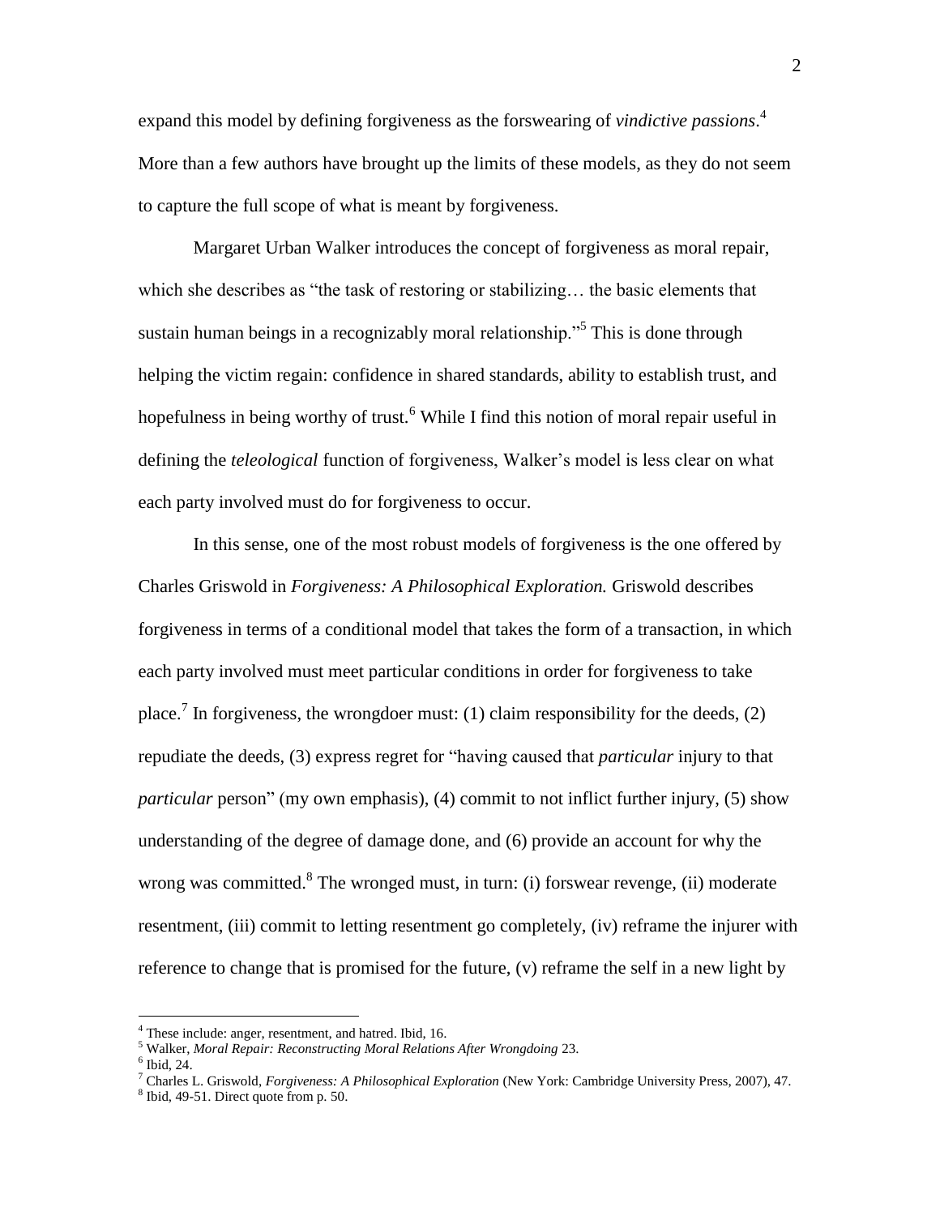expand this model by defining forgiveness as the forswearing of *vindictive passions*.[4] More than a few authors have brought up the limits of these models, as they do not seem to capture the full scope of what is meant by forgiveness.

Margaret Urban Walker introduces the concept of forgiveness as moral repair, which she describes as "the task of restoring or stabilizing… the basic elements that sustain human beings in a recognizably moral relationship."[5] This is done through helping the victim regain: confidence in shared standards, ability to establish trust, and hopefulness in being worthy of trust.[6] While I find this notion of moral repair useful in defining the *teleological* function of forgiveness, Walker's model is less clear on what each party involved must do for forgiveness to occur.

In this sense, one of the most robust models of forgiveness is the one offered by Charles Griswold in *Forgiveness: A Philosophical Exploration.* Griswold describes forgiveness in terms of a conditional model that takes the form of a transaction, in which each party involved must meet particular conditions in order for forgiveness to take place.[7] In forgiveness, the wrongdoer must: (1) claim responsibility for the deeds, (2) repudiate the deeds, (3) express regret for "having caused that *particular* injury to that *particular* person" (my own emphasis), (4) commit to not inflict further injury, (5) show understanding of the degree of damage done, and (6) provide an account for why the wrong was committed.[8] The wronged must, in turn: (i) forswear revenge, (ii) moderate resentment, (iii) commit to letting resentment go completely, (iv) reframe the injurer with reference to change that is promised for the future, (v) reframe the self in a new light by

---

[4] These include: anger, resentment, and hatred. Ibid, 16.

[5] Walker, *Moral Repair: Reconstructing Moral Relations After Wrongdoing* 23.

[6] Ibid, 24.

[7] Charles L. Griswold, *Forgiveness: A Philosophical Exploration* (New York: Cambridge University Press, 2007), 47.

[8] Ibid, 49-51. Direct quote from p. 50.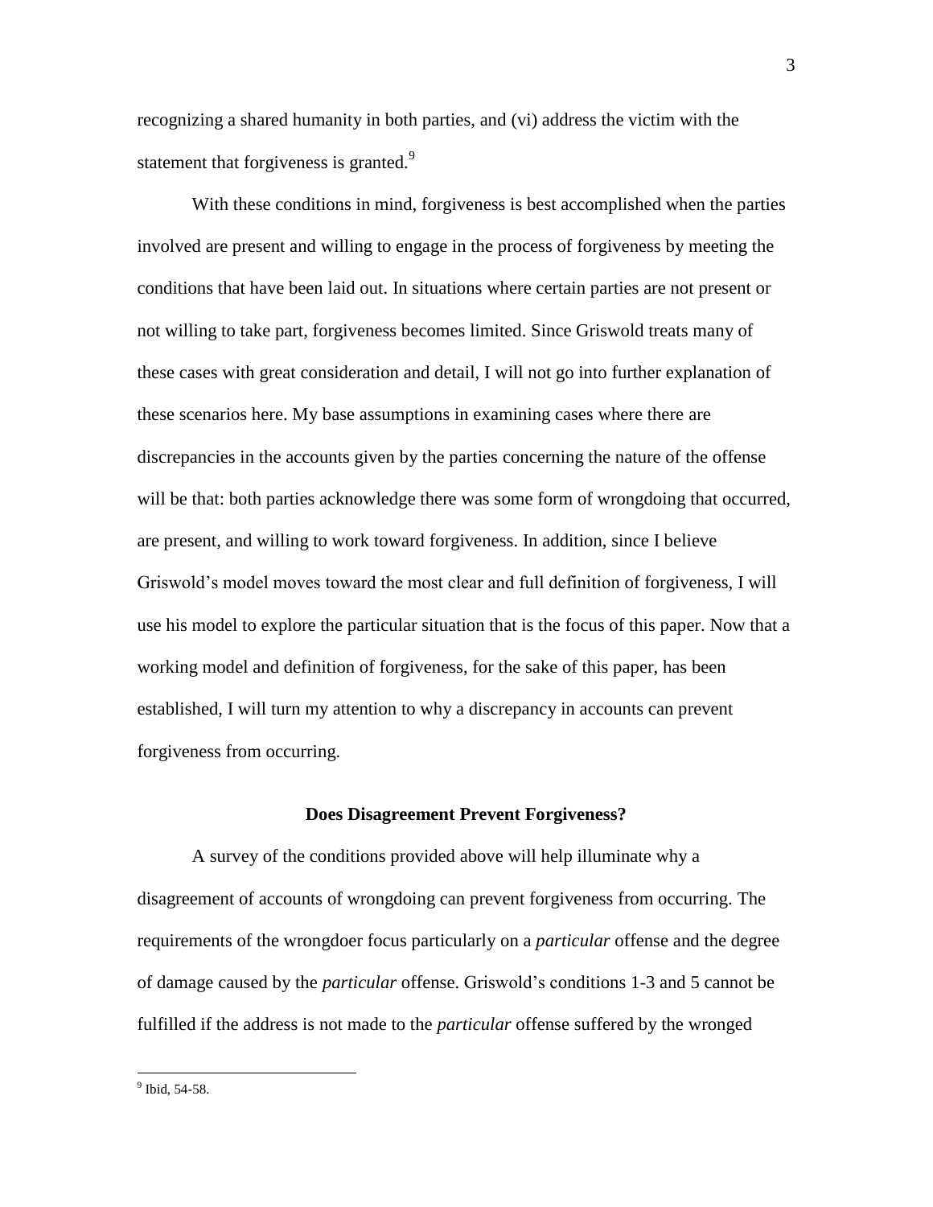recognizing a shared humanity in both parties, and (vi) address the victim with the statement that forgiveness is granted.[9]

With these conditions in mind, forgiveness is best accomplished when the parties involved are present and willing to engage in the process of forgiveness by meeting the conditions that have been laid out. In situations where certain parties are not present or not willing to take part, forgiveness becomes limited. Since Griswold treats many of these cases with great consideration and detail, I will not go into further explanation of these scenarios here. My base assumptions in examining cases where there are discrepancies in the accounts given by the parties concerning the nature of the offense will be that: both parties acknowledge there was some form of wrongdoing that occurred, are present, and willing to work toward forgiveness. In addition, since I believe Griswold's model moves toward the most clear and full definition of forgiveness, I will use his model to explore the particular situation that is the focus of this paper. Now that a working model and definition of forgiveness, for the sake of this paper, has been established, I will turn my attention to why a discrepancy in accounts can prevent forgiveness from occurring.

## Does Disagreement Prevent Forgiveness?

A survey of the conditions provided above will help illuminate why a disagreement of accounts of wrongdoing can prevent forgiveness from occurring. The requirements of the wrongdoer focus particularly on a *particular* offense and the degree of damage caused by the *particular* offense. Griswold's conditions 1-3 and 5 cannot be fulfilled if the address is not made to the *particular* offense suffered by the wronged

---

[9] Ibid, 54-58.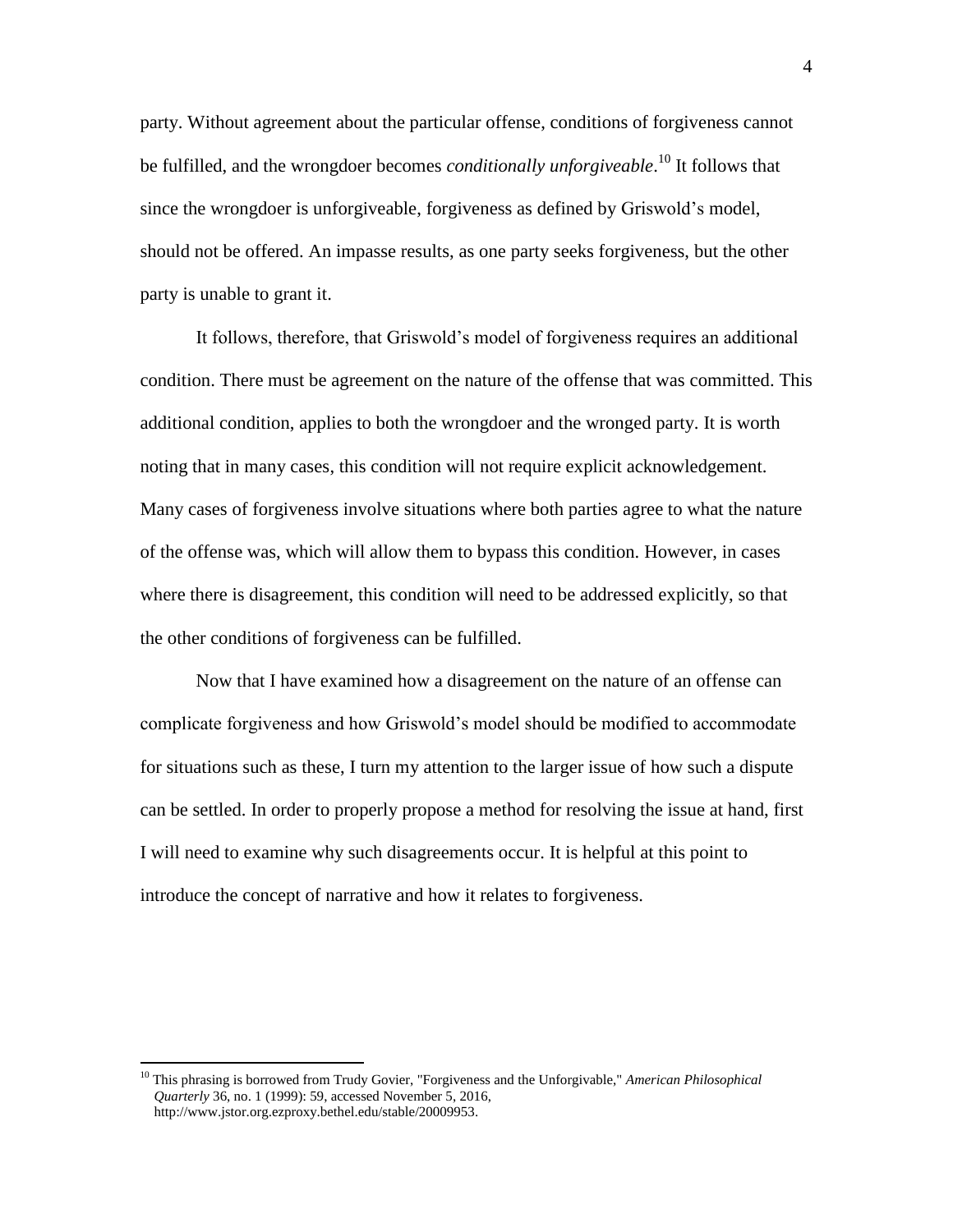party. Without agreement about the particular offense, conditions of forgiveness cannot be fulfilled, and the wrongdoer becomes *conditionally unforgiveable*.[10] It follows that since the wrongdoer is unforgiveable, forgiveness as defined by Griswold's model, should not be offered. An impasse results, as one party seeks forgiveness, but the other party is unable to grant it.

It follows, therefore, that Griswold's model of forgiveness requires an additional condition. There must be agreement on the nature of the offense that was committed. This additional condition, applies to both the wrongdoer and the wronged party. It is worth noting that in many cases, this condition will not require explicit acknowledgement. Many cases of forgiveness involve situations where both parties agree to what the nature of the offense was, which will allow them to bypass this condition. However, in cases where there is disagreement, this condition will need to be addressed explicitly, so that the other conditions of forgiveness can be fulfilled.

Now that I have examined how a disagreement on the nature of an offense can complicate forgiveness and how Griswold's model should be modified to accommodate for situations such as these, I turn my attention to the larger issue of how such a dispute can be settled. In order to properly propose a method for resolving the issue at hand, first I will need to examine why such disagreements occur. It is helpful at this point to introduce the concept of narrative and how it relates to forgiveness.

---

[10] This phrasing is borrowed from Trudy Govier, "Forgiveness and the Unforgivable," *American Philosophical Quarterly* 36, no. 1 (1999): 59, accessed November 5, 2016, http://www.jstor.org.ezproxy.bethel.edu/stable/20009953.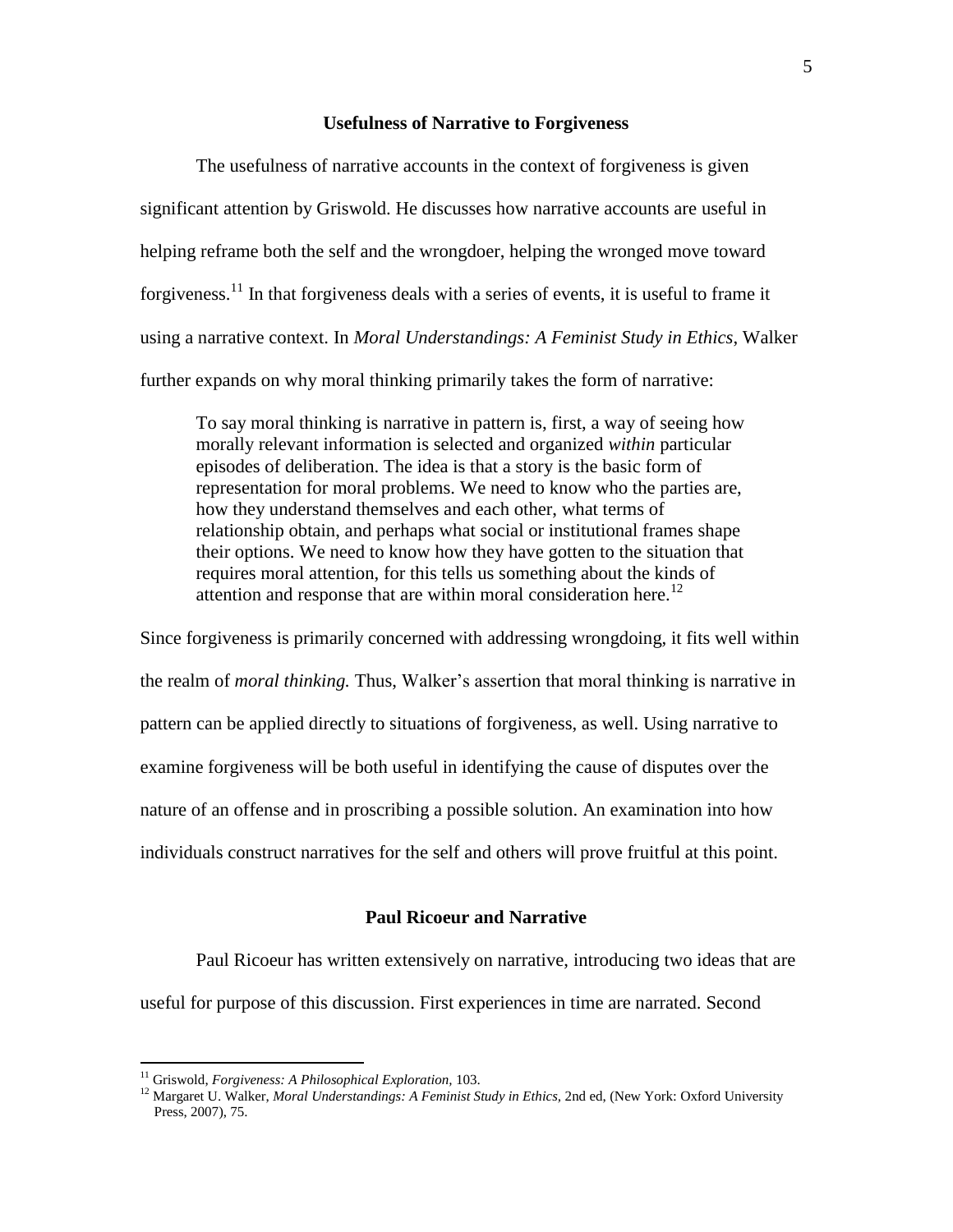## Usefulness of Narrative to Forgiveness

The usefulness of narrative accounts in the context of forgiveness is given significant attention by Griswold. He discusses how narrative accounts are useful in helping reframe both the self and the wrongdoer, helping the wronged move toward forgiveness.[11] In that forgiveness deals with a series of events, it is useful to frame it using a narrative context. In *Moral Understandings: A Feminist Study in Ethics*, Walker further expands on why moral thinking primarily takes the form of narrative:

> To say moral thinking is narrative in pattern is, first, a way of seeing how morally relevant information is selected and organized *within* particular episodes of deliberation. The idea is that a story is the basic form of representation for moral problems. We need to know who the parties are, how they understand themselves and each other, what terms of relationship obtain, and perhaps what social or institutional frames shape their options. We need to know how they have gotten to the situation that requires moral attention, for this tells us something about the kinds of attention and response that are within moral consideration here.[12]

Since forgiveness is primarily concerned with addressing wrongdoing, it fits well within the realm of *moral thinking.* Thus, Walker's assertion that moral thinking is narrative in pattern can be applied directly to situations of forgiveness, as well. Using narrative to examine forgiveness will be both useful in identifying the cause of disputes over the nature of an offense and in proscribing a possible solution. An examination into how individuals construct narratives for the self and others will prove fruitful at this point.

## Paul Ricoeur and Narrative

Paul Ricoeur has written extensively on narrative, introducing two ideas that are useful for purpose of this discussion. First experiences in time are narrated. Second

---

[11] Griswold, *Forgiveness: A Philosophical Exploration*, 103.

[12] Margaret U. Walker, *Moral Understandings: A Feminist Study in Ethics*, 2nd ed, (New York: Oxford University Press, 2007), 75.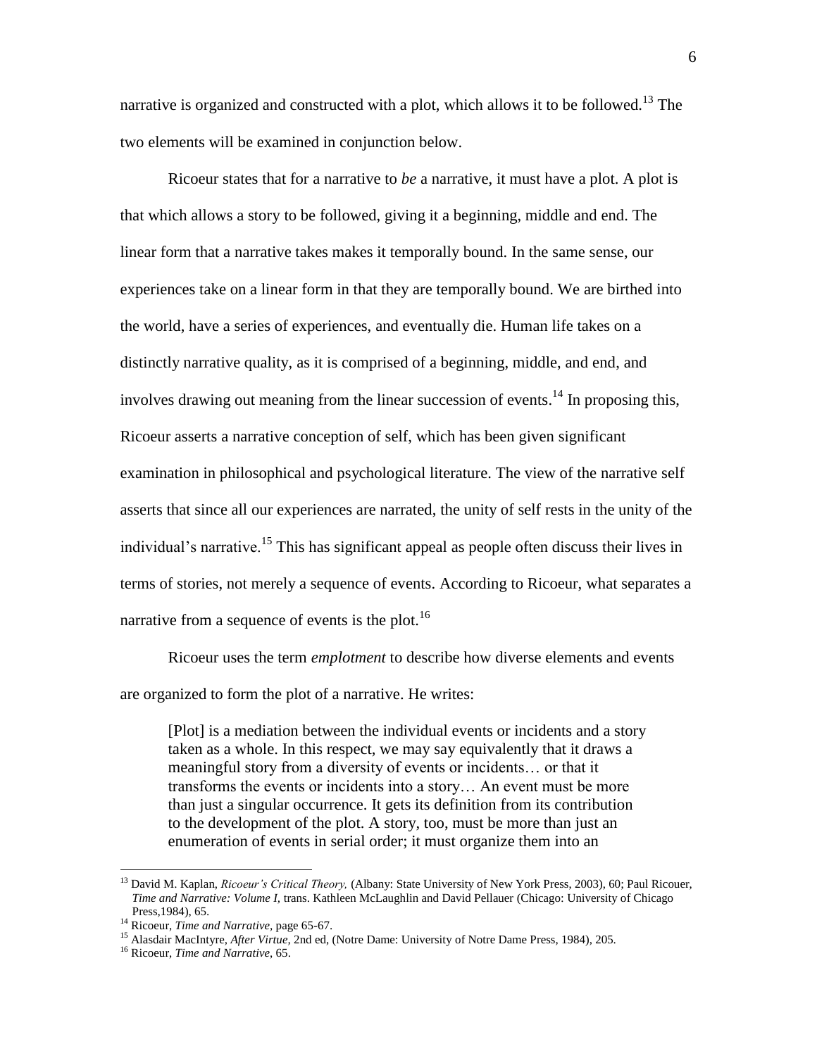narrative is organized and constructed with a plot, which allows it to be followed.[13] The two elements will be examined in conjunction below.

Ricoeur states that for a narrative to *be* a narrative, it must have a plot. A plot is that which allows a story to be followed, giving it a beginning, middle and end. The linear form that a narrative takes makes it temporally bound. In the same sense, our experiences take on a linear form in that they are temporally bound. We are birthed into the world, have a series of experiences, and eventually die. Human life takes on a distinctly narrative quality, as it is comprised of a beginning, middle, and end, and involves drawing out meaning from the linear succession of events.[14] In proposing this, Ricoeur asserts a narrative conception of self, which has been given significant examination in philosophical and psychological literature. The view of the narrative self asserts that since all our experiences are narrated, the unity of self rests in the unity of the individual's narrative.[15] This has significant appeal as people often discuss their lives in terms of stories, not merely a sequence of events. According to Ricoeur, what separates a narrative from a sequence of events is the plot.[16]

Ricoeur uses the term *emplotment* to describe how diverse elements and events are organized to form the plot of a narrative. He writes:

> [Plot] is a mediation between the individual events or incidents and a story taken as a whole. In this respect, we may say equivalently that it draws a meaningful story from a diversity of events or incidents… or that it transforms the events or incidents into a story… An event must be more than just a singular occurrence. It gets its definition from its contribution to the development of the plot. A story, too, must be more than just an enumeration of events in serial order; it must organize them into an

---

[13] David M. Kaplan, *Ricoeur's Critical Theory,* (Albany: State University of New York Press, 2003), 60; Paul Ricouer, *Time and Narrative: Volume I,* trans. Kathleen McLaughlin and David Pellauer (Chicago: University of Chicago Press,1984), 65.

[14] Ricoeur, *Time and Narrative,* page 65-67.

[15] Alasdair MacIntyre, *After Virtue,* 2nd ed, (Notre Dame: University of Notre Dame Press, 1984), 205.

[16] Ricoeur, *Time and Narrative*, 65.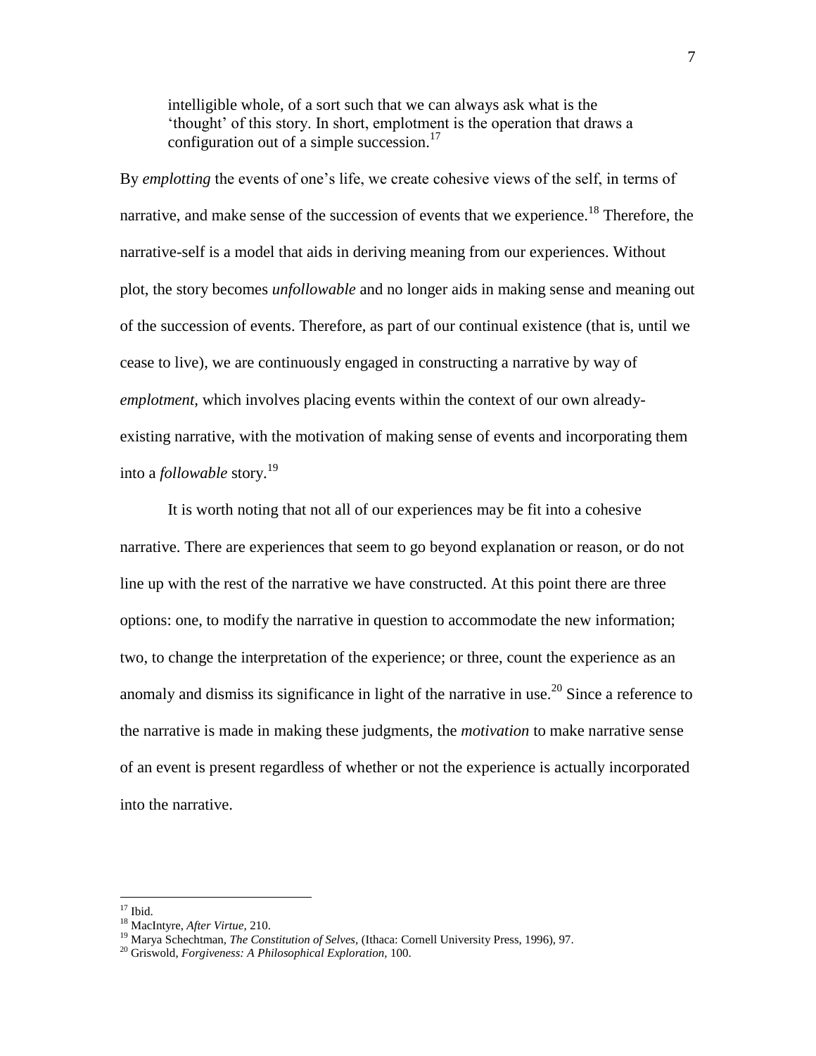> intelligible whole, of a sort such that we can always ask what is the 'thought' of this story. In short, emplotment is the operation that draws a configuration out of a simple succession.[17]

By *emplotting* the events of one's life, we create cohesive views of the self, in terms of narrative, and make sense of the succession of events that we experience.[18] Therefore, the narrative-self is a model that aids in deriving meaning from our experiences. Without plot, the story becomes *unfollowable* and no longer aids in making sense and meaning out of the succession of events. Therefore, as part of our continual existence (that is, until we cease to live), we are continuously engaged in constructing a narrative by way of *emplotment*, which involves placing events within the context of our own already-existing narrative, with the motivation of making sense of events and incorporating them into a *followable* story.[19]

It is worth noting that not all of our experiences may be fit into a cohesive narrative. There are experiences that seem to go beyond explanation or reason, or do not line up with the rest of the narrative we have constructed. At this point there are three options: one, to modify the narrative in question to accommodate the new information; two, to change the interpretation of the experience; or three, count the experience as an anomaly and dismiss its significance in light of the narrative in use.[20] Since a reference to the narrative is made in making these judgments, the *motivation* to make narrative sense of an event is present regardless of whether or not the experience is actually incorporated into the narrative.

---

[17] Ibid.

[18] MacIntyre, *After Virtue*, 210.

[19] Marya Schechtman, *The Constitution of Selves*, (Ithaca: Cornell University Press, 1996), 97.

[20] Griswold, *Forgiveness: A Philosophical Exploration*, 100.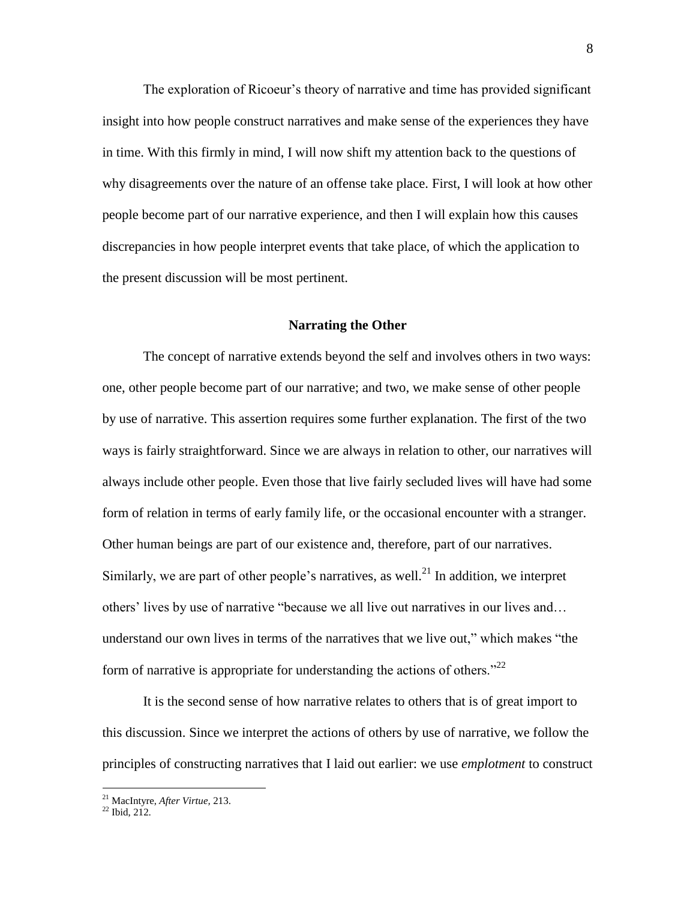The exploration of Ricoeur's theory of narrative and time has provided significant insight into how people construct narratives and make sense of the experiences they have in time. With this firmly in mind, I will now shift my attention back to the questions of why disagreements over the nature of an offense take place. First, I will look at how other people become part of our narrative experience, and then I will explain how this causes discrepancies in how people interpret events that take place, of which the application to the present discussion will be most pertinent.

## Narrating the Other

The concept of narrative extends beyond the self and involves others in two ways: one, other people become part of our narrative; and two, we make sense of other people by use of narrative. This assertion requires some further explanation. The first of the two ways is fairly straightforward. Since we are always in relation to other, our narratives will always include other people. Even those that live fairly secluded lives will have had some form of relation in terms of early family life, or the occasional encounter with a stranger. Other human beings are part of our existence and, therefore, part of our narratives. Similarly, we are part of other people's narratives, as well.[21] In addition, we interpret others' lives by use of narrative "because we all live out narratives in our lives and… understand our own lives in terms of the narratives that we live out," which makes "the form of narrative is appropriate for understanding the actions of others."[22]

It is the second sense of how narrative relates to others that is of great import to this discussion. Since we interpret the actions of others by use of narrative, we follow the principles of constructing narratives that I laid out earlier: we use *emplotment* to construct

---

[21] MacIntyre, *After Virtue*, 213.

[22] Ibid, 212.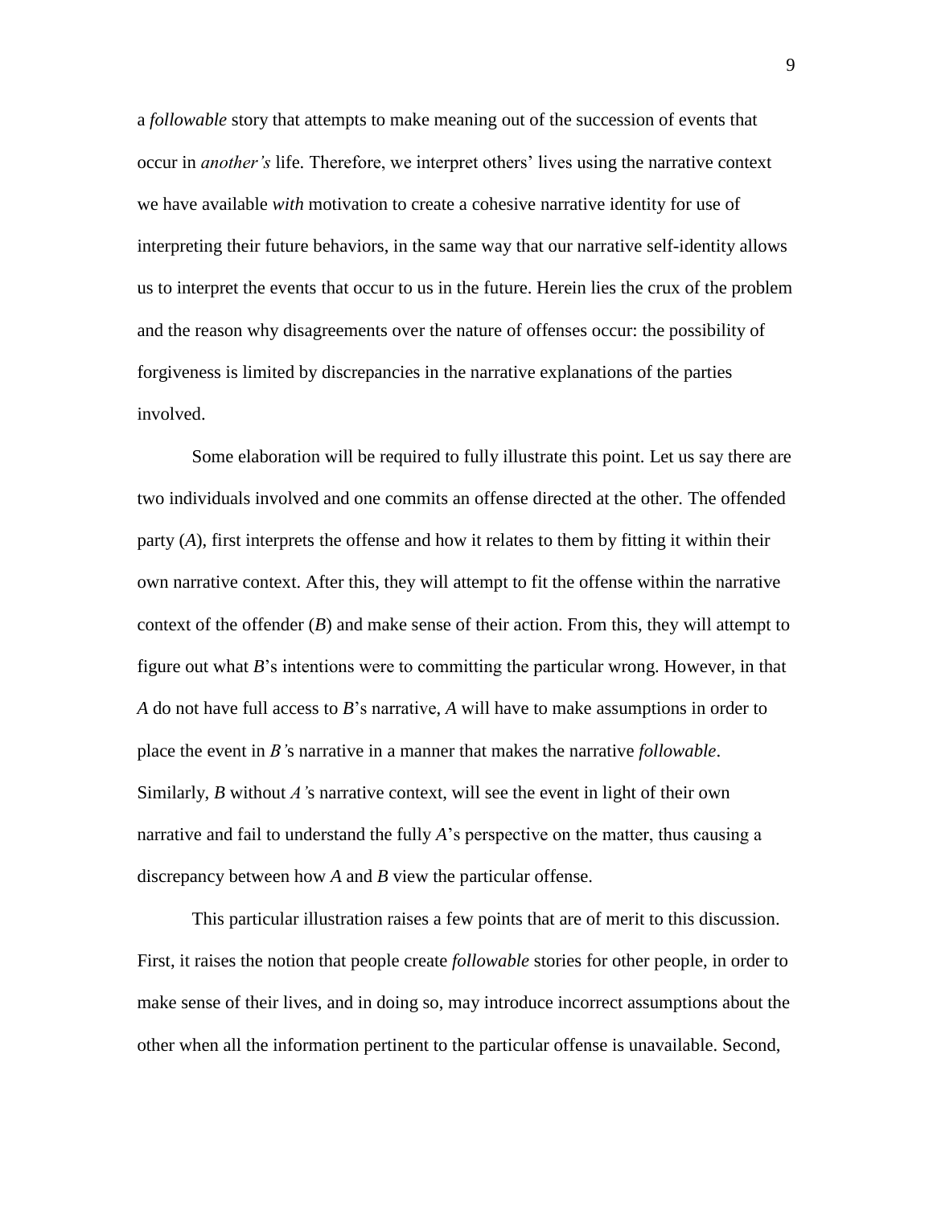a *followable* story that attempts to make meaning out of the succession of events that occur in *another's* life. Therefore, we interpret others' lives using the narrative context we have available *with* motivation to create a cohesive narrative identity for use of interpreting their future behaviors, in the same way that our narrative self-identity allows us to interpret the events that occur to us in the future. Herein lies the crux of the problem and the reason why disagreements over the nature of offenses occur: the possibility of forgiveness is limited by discrepancies in the narrative explanations of the parties involved.

Some elaboration will be required to fully illustrate this point. Let us say there are two individuals involved and one commits an offense directed at the other. The offended party (*A*), first interprets the offense and how it relates to them by fitting it within their own narrative context. After this, they will attempt to fit the offense within the narrative context of the offender (*B*) and make sense of their action. From this, they will attempt to figure out what *B*'s intentions were to committing the particular wrong. However, in that *A* do not have full access to *B*'s narrative, *A* will have to make assumptions in order to place the event in *B'*s narrative in a manner that makes the narrative *followable*. Similarly, *B* without *A'*s narrative context, will see the event in light of their own narrative and fail to understand the fully *A*'s perspective on the matter, thus causing a discrepancy between how *A* and *B* view the particular offense.

This particular illustration raises a few points that are of merit to this discussion. First, it raises the notion that people create *followable* stories for other people, in order to make sense of their lives, and in doing so, may introduce incorrect assumptions about the other when all the information pertinent to the particular offense is unavailable. Second,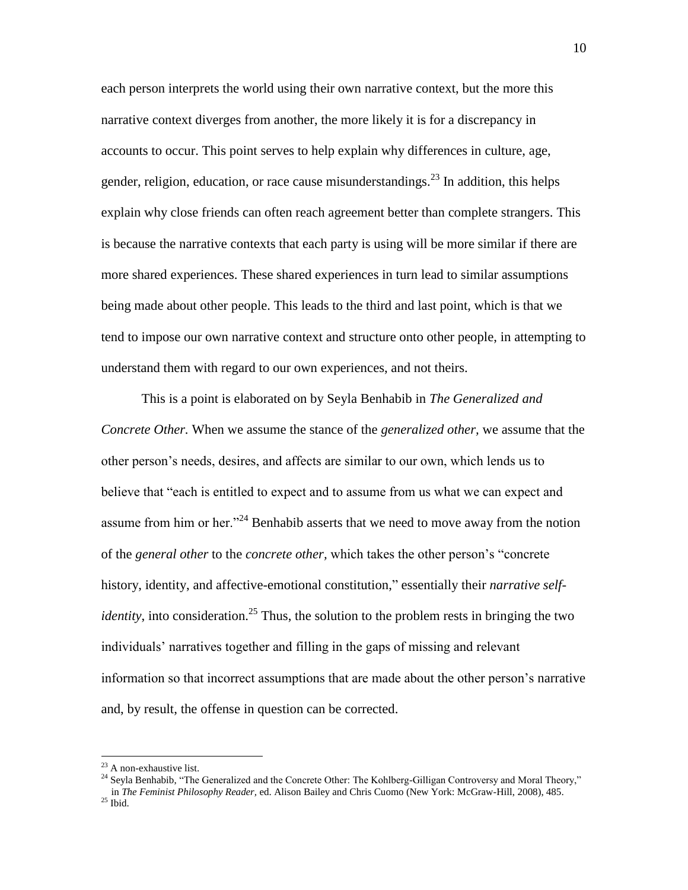each person interprets the world using their own narrative context, but the more this narrative context diverges from another, the more likely it is for a discrepancy in accounts to occur. This point serves to help explain why differences in culture, age, gender, religion, education, or race cause misunderstandings.[23] In addition, this helps explain why close friends can often reach agreement better than complete strangers. This is because the narrative contexts that each party is using will be more similar if there are more shared experiences. These shared experiences in turn lead to similar assumptions being made about other people. This leads to the third and last point, which is that we tend to impose our own narrative context and structure onto other people, in attempting to understand them with regard to our own experiences, and not theirs.

This is a point is elaborated on by Seyla Benhabib in *The Generalized and Concrete Other.* When we assume the stance of the *generalized other,* we assume that the other person's needs, desires, and affects are similar to our own, which lends us to believe that "each is entitled to expect and to assume from us what we can expect and assume from him or her."[24] Benhabib asserts that we need to move away from the notion of the *general other* to the *concrete other,* which takes the other person's "concrete history, identity, and affective-emotional constitution," essentially their *narrative self-identity*, into consideration.[25] Thus, the solution to the problem rests in bringing the two individuals' narratives together and filling in the gaps of missing and relevant information so that incorrect assumptions that are made about the other person's narrative and, by result, the offense in question can be corrected.

---

[23] A non-exhaustive list.

[24] Seyla Benhabib, "The Generalized and the Concrete Other: The Kohlberg-Gilligan Controversy and Moral Theory," in *The Feminist Philosophy Reader,* ed. Alison Bailey and Chris Cuomo (New York: McGraw-Hill, 2008), 485.

[25] Ibid.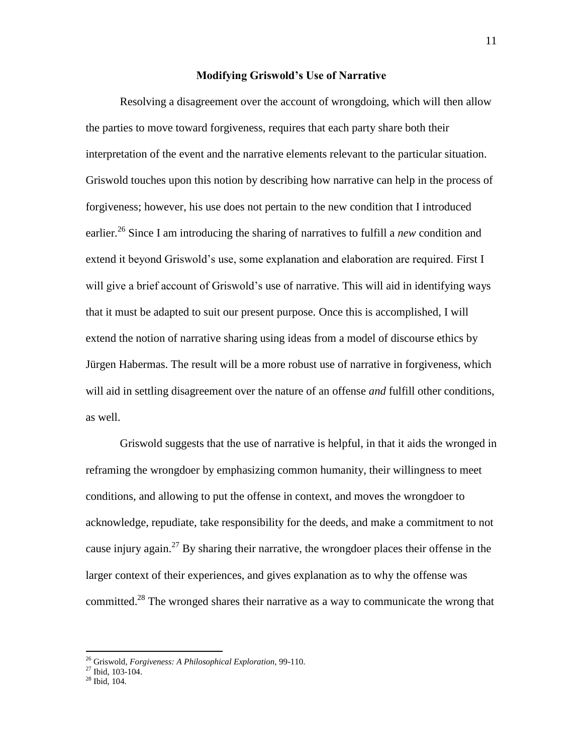## Modifying Griswold's Use of Narrative

Resolving a disagreement over the account of wrongdoing, which will then allow the parties to move toward forgiveness, requires that each party share both their interpretation of the event and the narrative elements relevant to the particular situation. Griswold touches upon this notion by describing how narrative can help in the process of forgiveness; however, his use does not pertain to the new condition that I introduced earlier.[26] Since I am introducing the sharing of narratives to fulfill a *new* condition and extend it beyond Griswold's use, some explanation and elaboration are required. First I will give a brief account of Griswold's use of narrative. This will aid in identifying ways that it must be adapted to suit our present purpose. Once this is accomplished, I will extend the notion of narrative sharing using ideas from a model of discourse ethics by Jürgen Habermas. The result will be a more robust use of narrative in forgiveness, which will aid in settling disagreement over the nature of an offense *and* fulfill other conditions, as well.

Griswold suggests that the use of narrative is helpful, in that it aids the wronged in reframing the wrongdoer by emphasizing common humanity, their willingness to meet conditions, and allowing to put the offense in context, and moves the wrongdoer to acknowledge, repudiate, take responsibility for the deeds, and make a commitment to not cause injury again.[27] By sharing their narrative, the wrongdoer places their offense in the larger context of their experiences, and gives explanation as to why the offense was committed.[28] The wronged shares their narrative as a way to communicate the wrong that

---

[26] Griswold, *Forgiveness: A Philosophical Exploration,* 99-110.

[27] Ibid, 103-104.

[28] Ibid, 104.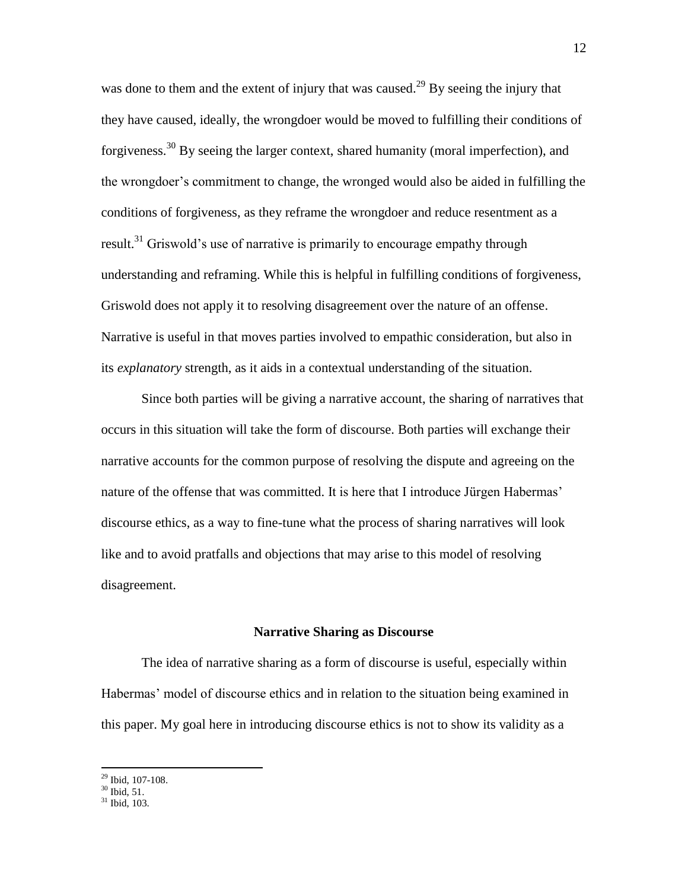was done to them and the extent of injury that was caused.[29] By seeing the injury that they have caused, ideally, the wrongdoer would be moved to fulfilling their conditions of forgiveness.[30] By seeing the larger context, shared humanity (moral imperfection), and the wrongdoer's commitment to change, the wronged would also be aided in fulfilling the conditions of forgiveness, as they reframe the wrongdoer and reduce resentment as a result.[31] Griswold's use of narrative is primarily to encourage empathy through understanding and reframing. While this is helpful in fulfilling conditions of forgiveness, Griswold does not apply it to resolving disagreement over the nature of an offense. Narrative is useful in that moves parties involved to empathic consideration, but also in its *explanatory* strength, as it aids in a contextual understanding of the situation.

Since both parties will be giving a narrative account, the sharing of narratives that occurs in this situation will take the form of discourse. Both parties will exchange their narrative accounts for the common purpose of resolving the dispute and agreeing on the nature of the offense that was committed. It is here that I introduce Jürgen Habermas' discourse ethics, as a way to fine-tune what the process of sharing narratives will look like and to avoid pratfalls and objections that may arise to this model of resolving disagreement.

## Narrative Sharing as Discourse

The idea of narrative sharing as a form of discourse is useful, especially within Habermas' model of discourse ethics and in relation to the situation being examined in this paper. My goal here in introducing discourse ethics is not to show its validity as a

[29] Ibid, 107-108.
[30] Ibid, 51.
[31] Ibid, 103.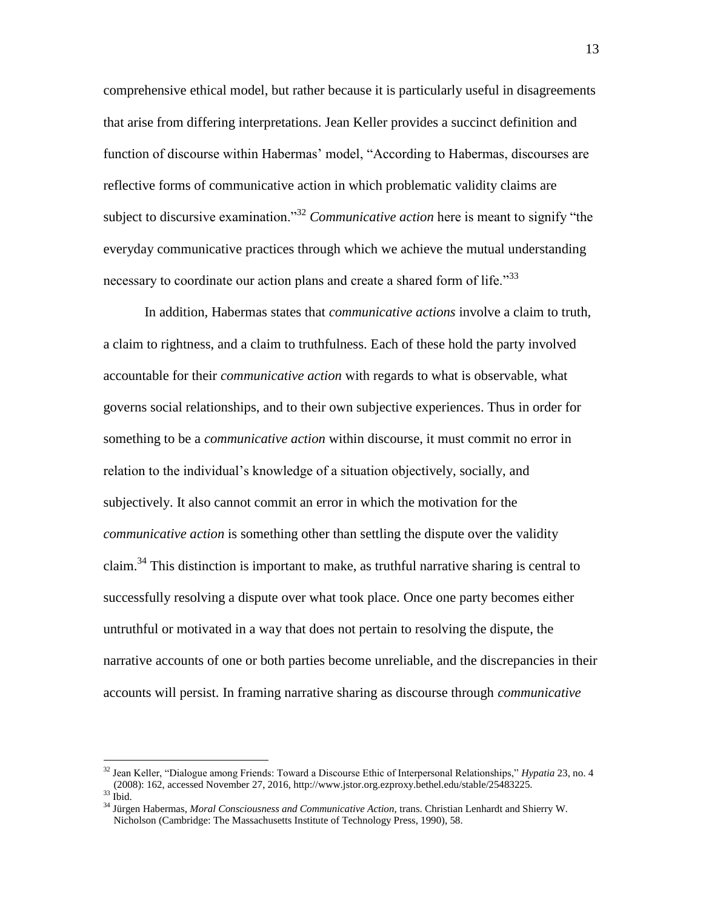comprehensive ethical model, but rather because it is particularly useful in disagreements that arise from differing interpretations. Jean Keller provides a succinct definition and function of discourse within Habermas' model, "According to Habermas, discourses are reflective forms of communicative action in which problematic validity claims are subject to discursive examination."[32] *Communicative action* here is meant to signify "the everyday communicative practices through which we achieve the mutual understanding necessary to coordinate our action plans and create a shared form of life."[33]

In addition, Habermas states that *communicative actions* involve a claim to truth, a claim to rightness, and a claim to truthfulness. Each of these hold the party involved accountable for their *communicative action* with regards to what is observable, what governs social relationships, and to their own subjective experiences. Thus in order for something to be a *communicative action* within discourse, it must commit no error in relation to the individual's knowledge of a situation objectively, socially, and subjectively. It also cannot commit an error in which the motivation for the *communicative action* is something other than settling the dispute over the validity claim.[34] This distinction is important to make, as truthful narrative sharing is central to successfully resolving a dispute over what took place. Once one party becomes either untruthful or motivated in a way that does not pertain to resolving the dispute, the narrative accounts of one or both parties become unreliable, and the discrepancies in their accounts will persist. In framing narrative sharing as discourse through *communicative*

---

[32] Jean Keller, "Dialogue among Friends: Toward a Discourse Ethic of Interpersonal Relationships," *Hypatia* 23, no. 4 (2008): 162, accessed November 27, 2016, http://www.jstor.org.ezproxy.bethel.edu/stable/25483225.

[33] Ibid.

[34] Jürgen Habermas, *Moral Consciousness and Communicative Action,* trans. Christian Lenhardt and Shierry W. Nicholson (Cambridge: The Massachusetts Institute of Technology Press, 1990), 58.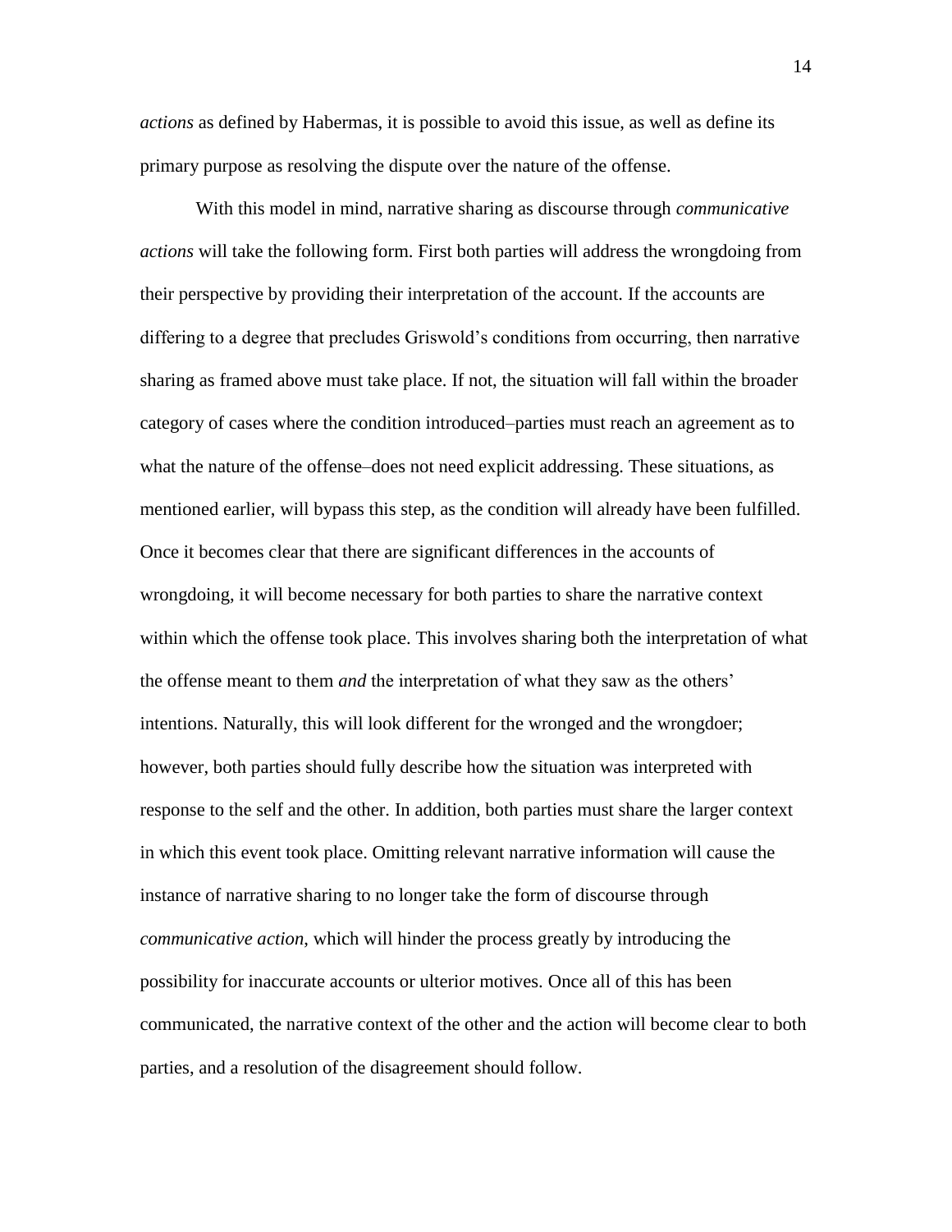*actions* as defined by Habermas, it is possible to avoid this issue, as well as define its primary purpose as resolving the dispute over the nature of the offense.

With this model in mind, narrative sharing as discourse through *communicative actions* will take the following form. First both parties will address the wrongdoing from their perspective by providing their interpretation of the account. If the accounts are differing to a degree that precludes Griswold's conditions from occurring, then narrative sharing as framed above must take place. If not, the situation will fall within the broader category of cases where the condition introduced–parties must reach an agreement as to what the nature of the offense–does not need explicit addressing. These situations, as mentioned earlier, will bypass this step, as the condition will already have been fulfilled. Once it becomes clear that there are significant differences in the accounts of wrongdoing, it will become necessary for both parties to share the narrative context within which the offense took place. This involves sharing both the interpretation of what the offense meant to them *and* the interpretation of what they saw as the others' intentions. Naturally, this will look different for the wronged and the wrongdoer; however, both parties should fully describe how the situation was interpreted with response to the self and the other. In addition, both parties must share the larger context in which this event took place. Omitting relevant narrative information will cause the instance of narrative sharing to no longer take the form of discourse through *communicative action*, which will hinder the process greatly by introducing the possibility for inaccurate accounts or ulterior motives. Once all of this has been communicated, the narrative context of the other and the action will become clear to both parties, and a resolution of the disagreement should follow.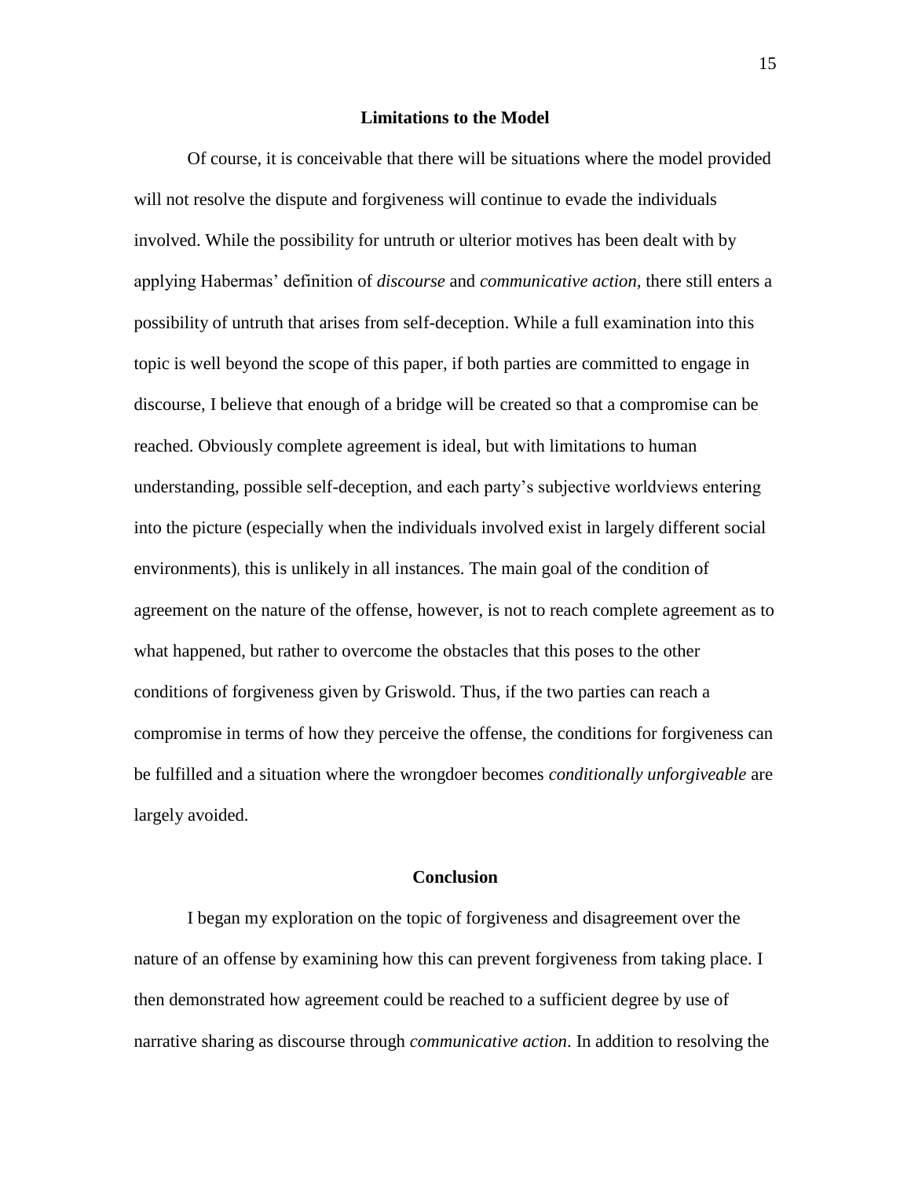## Limitations to the Model

Of course, it is conceivable that there will be situations where the model provided will not resolve the dispute and forgiveness will continue to evade the individuals involved. While the possibility for untruth or ulterior motives has been dealt with by applying Habermas' definition of *discourse* and *communicative action,* there still enters a possibility of untruth that arises from self-deception. While a full examination into this topic is well beyond the scope of this paper, if both parties are committed to engage in discourse, I believe that enough of a bridge will be created so that a compromise can be reached. Obviously complete agreement is ideal, but with limitations to human understanding, possible self-deception, and each party's subjective worldviews entering into the picture (especially when the individuals involved exist in largely different social environments), this is unlikely in all instances. The main goal of the condition of agreement on the nature of the offense, however, is not to reach complete agreement as to what happened, but rather to overcome the obstacles that this poses to the other conditions of forgiveness given by Griswold. Thus, if the two parties can reach a compromise in terms of how they perceive the offense, the conditions for forgiveness can be fulfilled and a situation where the wrongdoer becomes *conditionally unforgiveable* are largely avoided.

## Conclusion

I began my exploration on the topic of forgiveness and disagreement over the nature of an offense by examining how this can prevent forgiveness from taking place. I then demonstrated how agreement could be reached to a sufficient degree by use of narrative sharing as discourse through *communicative action*. In addition to resolving the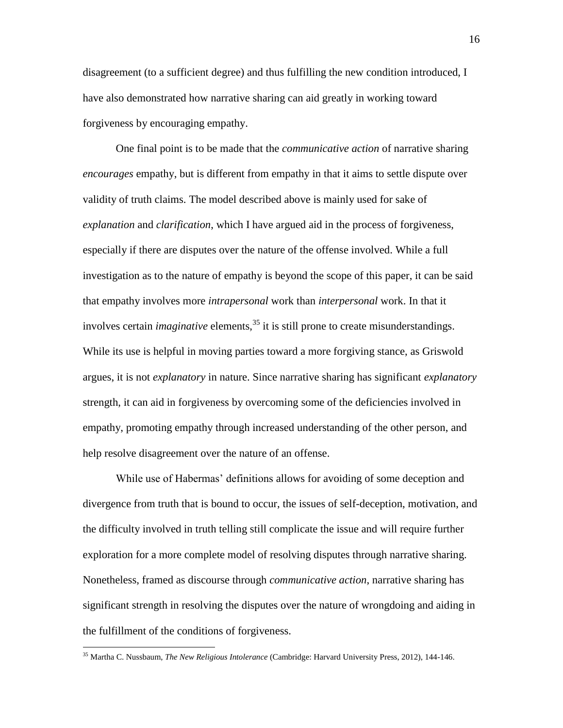disagreement (to a sufficient degree) and thus fulfilling the new condition introduced, I have also demonstrated how narrative sharing can aid greatly in working toward forgiveness by encouraging empathy.

One final point is to be made that the *communicative action* of narrative sharing *encourages* empathy, but is different from empathy in that it aims to settle dispute over validity of truth claims. The model described above is mainly used for sake of *explanation* and *clarification*, which I have argued aid in the process of forgiveness, especially if there are disputes over the nature of the offense involved. While a full investigation as to the nature of empathy is beyond the scope of this paper, it can be said that empathy involves more *intrapersonal* work than *interpersonal* work. In that it involves certain *imaginative* elements,[35] it is still prone to create misunderstandings. While its use is helpful in moving parties toward a more forgiving stance, as Griswold argues, it is not *explanatory* in nature. Since narrative sharing has significant *explanatory* strength, it can aid in forgiveness by overcoming some of the deficiencies involved in empathy, promoting empathy through increased understanding of the other person, and help resolve disagreement over the nature of an offense.

While use of Habermas' definitions allows for avoiding of some deception and divergence from truth that is bound to occur, the issues of self-deception, motivation, and the difficulty involved in truth telling still complicate the issue and will require further exploration for a more complete model of resolving disputes through narrative sharing. Nonetheless, framed as discourse through *communicative action*, narrative sharing has significant strength in resolving the disputes over the nature of wrongdoing and aiding in the fulfillment of the conditions of forgiveness.

---

[35] Martha C. Nussbaum, *The New Religious Intolerance* (Cambridge: Harvard University Press, 2012), 144-146.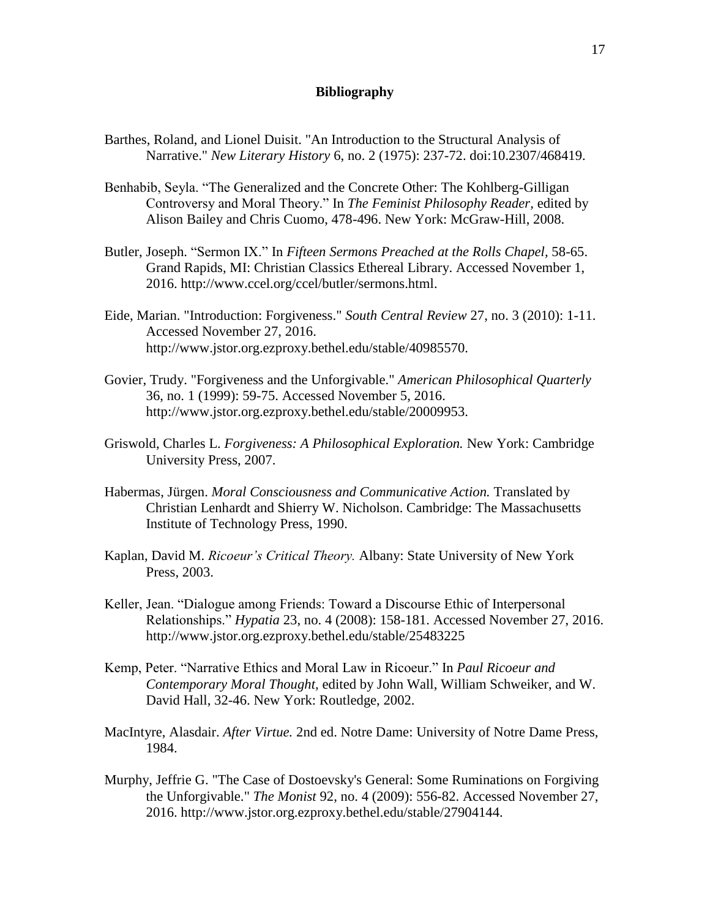# Bibliography

Barthes, Roland, and Lionel Duisit. "An Introduction to the Structural Analysis of Narrative." *New Literary History* 6, no. 2 (1975): 237-72. doi:10.2307/468419.

Benhabib, Seyla. "The Generalized and the Concrete Other: The Kohlberg-Gilligan Controversy and Moral Theory." In *The Feminist Philosophy Reader,* edited by Alison Bailey and Chris Cuomo, 478-496. New York: McGraw-Hill, 2008.

Butler, Joseph. "Sermon IX." In *Fifteen Sermons Preached at the Rolls Chapel,* 58-65. Grand Rapids, MI: Christian Classics Ethereal Library. Accessed November 1, 2016. http://www.ccel.org/ccel/butler/sermons.html.

Eide, Marian. "Introduction: Forgiveness." *South Central Review* 27, no. 3 (2010): 1-11. Accessed November 27, 2016. http://www.jstor.org.ezproxy.bethel.edu/stable/40985570.

Govier, Trudy. "Forgiveness and the Unforgivable." *American Philosophical Quarterly* 36, no. 1 (1999): 59-75. Accessed November 5, 2016. http://www.jstor.org.ezproxy.bethel.edu/stable/20009953.

Griswold, Charles L. *Forgiveness: A Philosophical Exploration.* New York: Cambridge University Press, 2007.

Habermas, Jürgen. *Moral Consciousness and Communicative Action.* Translated by Christian Lenhardt and Shierry W. Nicholson. Cambridge: The Massachusetts Institute of Technology Press, 1990.

Kaplan, David M. *Ricoeur's Critical Theory.* Albany: State University of New York Press, 2003.

Keller, Jean. "Dialogue among Friends: Toward a Discourse Ethic of Interpersonal Relationships." *Hypatia* 23, no. 4 (2008): 158-181. Accessed November 27, 2016. http://www.jstor.org.ezproxy.bethel.edu/stable/25483225

Kemp, Peter. "Narrative Ethics and Moral Law in Ricoeur." In *Paul Ricoeur and Contemporary Moral Thought,* edited by John Wall, William Schweiker, and W. David Hall, 32-46. New York: Routledge, 2002.

MacIntyre, Alasdair. *After Virtue.* 2nd ed. Notre Dame: University of Notre Dame Press, 1984.

Murphy, Jeffrie G. "The Case of Dostoevsky's General: Some Ruminations on Forgiving the Unforgivable." *The Monist* 92, no. 4 (2009): 556-82. Accessed November 27, 2016. http://www.jstor.org.ezproxy.bethel.edu/stable/27904144.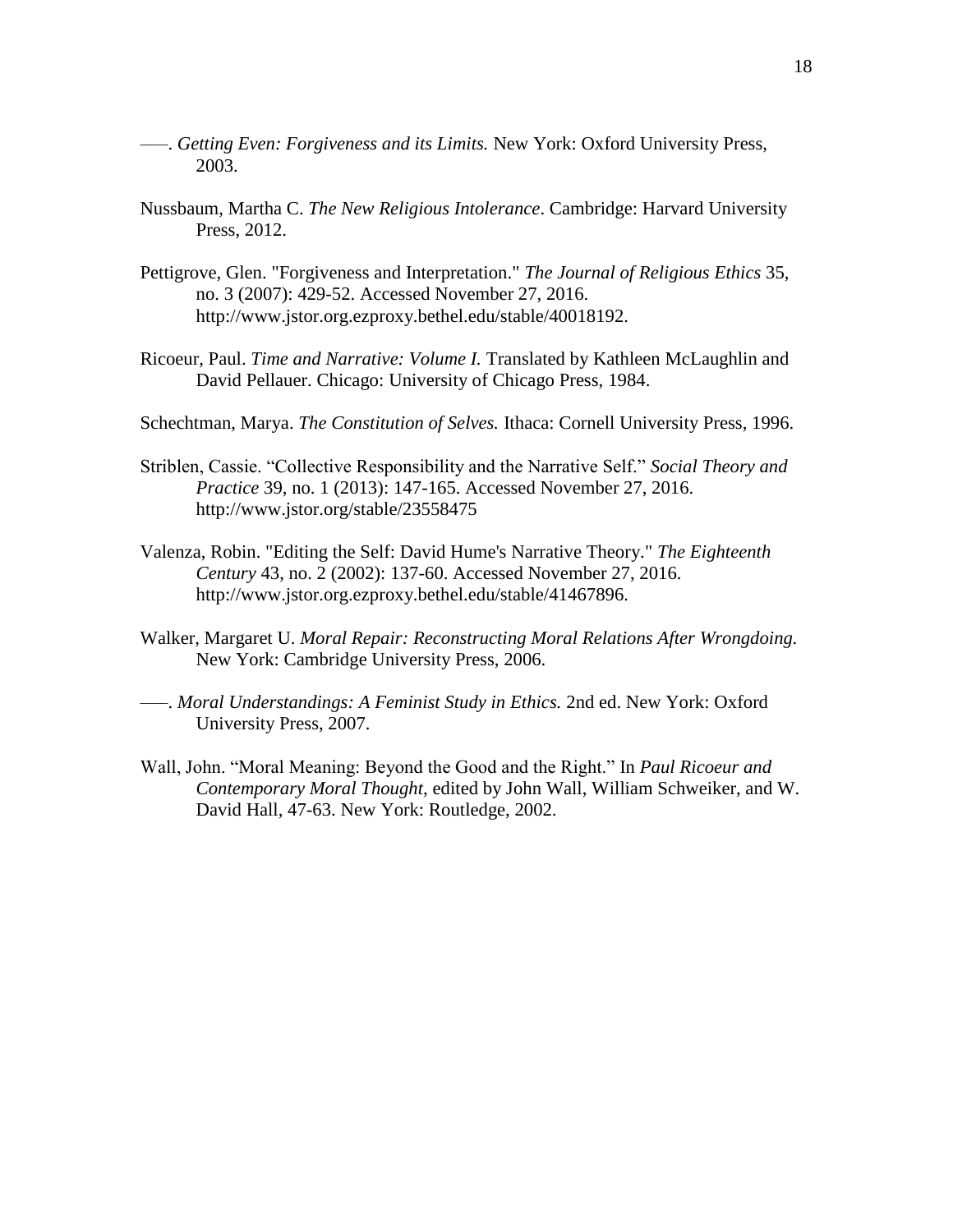–––. *Getting Even: Forgiveness and its Limits.* New York: Oxford University Press, 2003.

Nussbaum, Martha C. *The New Religious Intolerance*. Cambridge: Harvard University Press, 2012.

Pettigrove, Glen. "Forgiveness and Interpretation." *The Journal of Religious Ethics* 35, no. 3 (2007): 429-52. Accessed November 27, 2016. http://www.jstor.org.ezproxy.bethel.edu/stable/40018192.

Ricoeur, Paul. *Time and Narrative: Volume I.* Translated by Kathleen McLaughlin and David Pellauer. Chicago: University of Chicago Press, 1984.

Schechtman, Marya. *The Constitution of Selves.* Ithaca: Cornell University Press, 1996.

Striblen, Cassie. "Collective Responsibility and the Narrative Self." *Social Theory and Practice* 39, no. 1 (2013): 147-165. Accessed November 27, 2016. http://www.jstor.org/stable/23558475

Valenza, Robin. "Editing the Self: David Hume's Narrative Theory." *The Eighteenth Century* 43, no. 2 (2002): 137-60. Accessed November 27, 2016. http://www.jstor.org.ezproxy.bethel.edu/stable/41467896.

Walker, Margaret U. *Moral Repair: Reconstructing Moral Relations After Wrongdoing.* New York: Cambridge University Press, 2006.

–––. *Moral Understandings: A Feminist Study in Ethics.* 2nd ed. New York: Oxford University Press, 2007.

Wall, John. "Moral Meaning: Beyond the Good and the Right." In *Paul Ricoeur and Contemporary Moral Thought*, edited by John Wall, William Schweiker, and W. David Hall, 47-63. New York: Routledge, 2002.